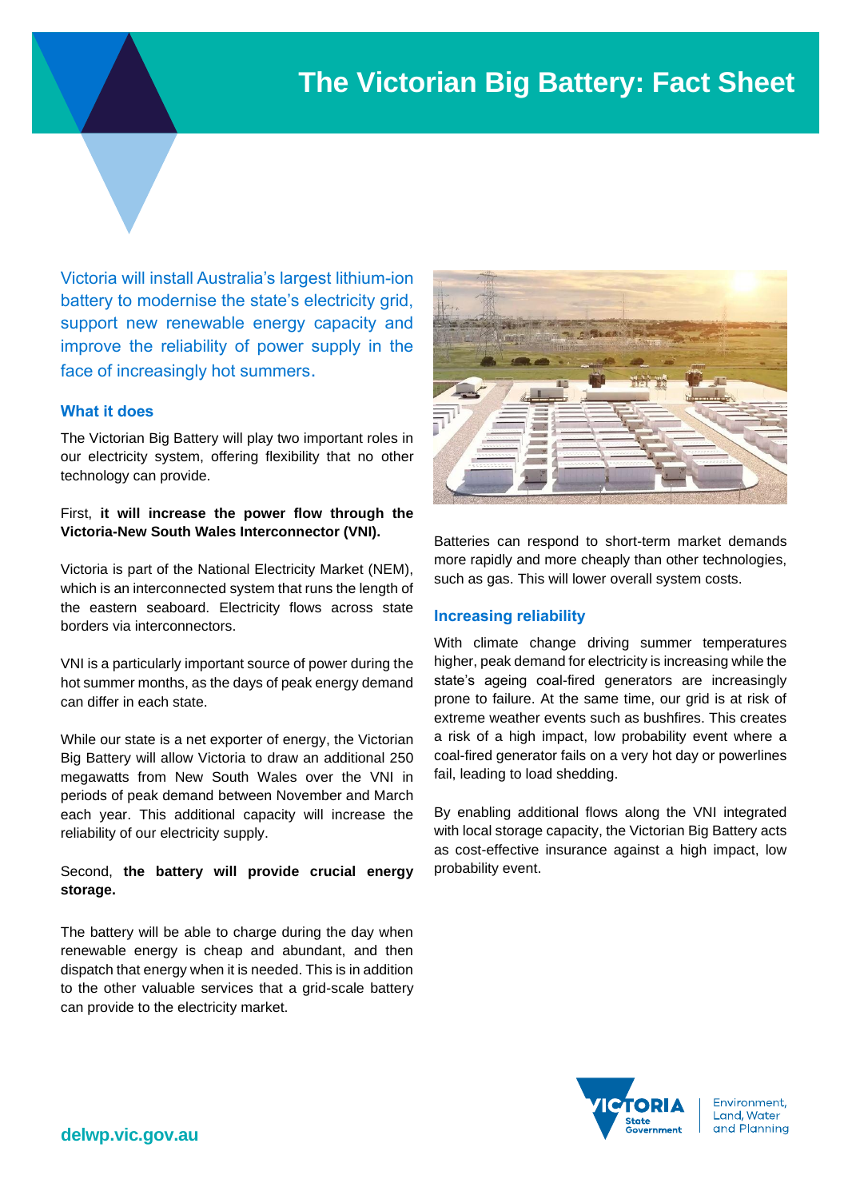# The Victorian Big Battery: Fact Sheet

Victoria will install Australia's largest lithium-ion battery to modernise the state's electricity grid, support new renewable energy capacity and improve the reliability of power supply in the face of increasingly hot summers.

## What it does

The Victorian Big Battery will play two important roles in our electricity system, offering flexibility that no other technology can provide.

First, **it will increase the power flow through the Victoria-New South Wales Interconnector (VNI).**

Victoria is part of the National Electricity Market (NEM), which is an interconnected system that runs the length of the eastern seaboard. Electricity flows across state borders via interconnectors.

VNI is a particularly important source of power during the hot summer months, as the days of peak energy demand can differ in each state.

While our state is a net exporter of energy, the Victorian Big Battery will allow Victoria to draw an additional 250 megawatts from New South Wales over the VNI in periods of peak demand between November and March each year. This additional capacity will increase the reliability of our electricity supply.

Second, **the battery will provide crucial energy storage.**

The battery will be able to charge during the day when renewable energy is cheap and abundant, and then dispatch that energy when it is needed. This is in addition to the other valuable services that a grid-scale battery can provide to the electricity market.

Batteries can respond to short-term market demands more rapidly and more cheaply than other technologies, such as gas. This will lower overall system costs.

## Increasing reliability

With climate change driving summer temperatures higher, peak demand for electricity is increasing while the state's ageing coal-fired generators are increasingly prone to failure. At the same time, our grid is at risk of extreme weather events such as bushfires. This creates a risk of a high impact, low probability event where a coal-fired generator fails on a very hot day or powerlines fail, leading to load shedding.

By enabling additional flows along the VNI integrated with local storage capacity, the Victorian Big Battery acts as cost-effective insurance against a high impact, low probability event.

delwp.vic.gov.au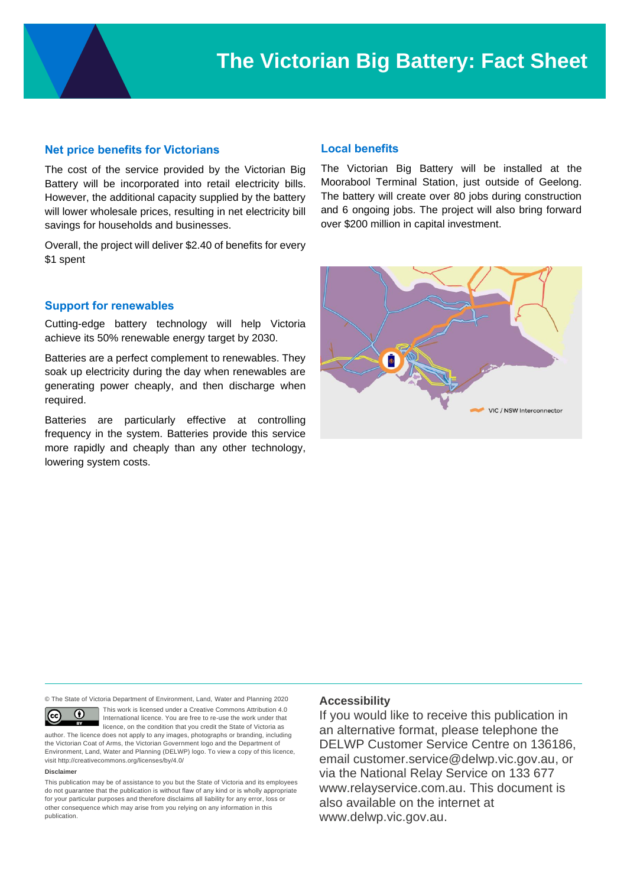# The Victorian Big Battery: Fact Sheet

## Net price benefits for Victorians

The cost of the service provided by the Victorian Big Battery will be incorporated into retail electricity bills. However, the additional capacity supplied by the battery will lower wholesale prices, resulting in net electricity bill savings for households and businesses.

Overall, the project will deliver $2.40 of benefits for every $1 spent

## Support for renewables

Cutting-edge battery technology will help Victoria achieve its 50% renewable energy target by 2030.

Batteries are a perfect complement to renewables. They soak up electricity during the day when renewables are generating power cheaply, and then discharge when required.

Batteries are particularly effective at controlling frequency in the system. Batteries provide this service more rapidly and cheaply than any other technology, lowering system costs.

## Local benefits

The Victorian Big Battery will be installed at the Moorabool Terminal Station, just outside of Geelong. The battery will create over 80 jobs during construction and 6 ongoing jobs. The project will also bring forward over $200 million in capital investment.

VIC / NSW Interconnector

---

© The State of Victoria Department of Environment, Land, Water and Planning 2020

This work is licensed under a Creative Commons Attribution 4.0 International licence. You are free to re-use the work under that licence, on the condition that you credit the State of Victoria as author. The licence does not apply to any images, photographs or branding, including the Victorian Coat of Arms, the Victorian Government logo and the Department of Environment, Land, Water and Planning (DELWP) logo. To view a copy of this licence, visit http://creativecommons.org/licenses/by/4.0/

**Disclaimer**

This publication may be of assistance to you but the State of Victoria and its employees do not guarantee that the publication is without flaw of any kind or is wholly appropriate for your particular purposes and therefore disclaims all liability for any error, loss or other consequence which may arise from you relying on any information in this publication.

### Accessibility

If you would like to receive this publication in an alternative format, please telephone the DELWP Customer Service Centre on 136186, email customer.service@delwp.vic.gov.au, or via the National Relay Service on 133 677 www.relayservice.com.au. This document is also available on the internet at www.delwp.vic.gov.au.